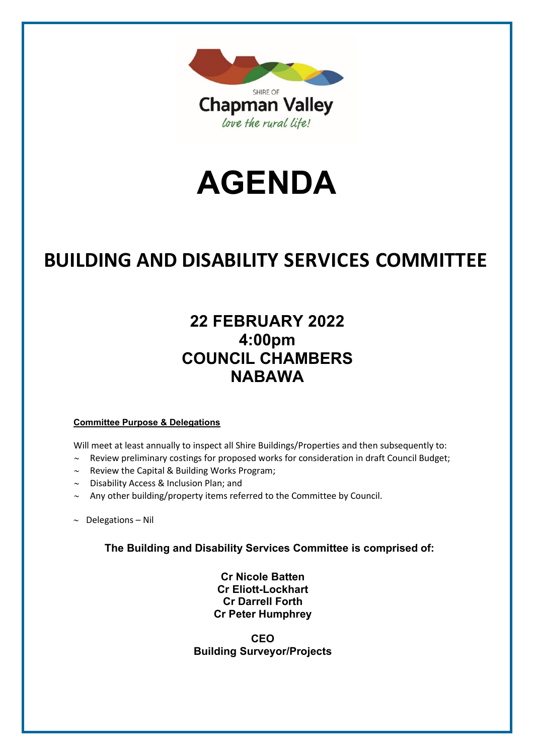SHIRE OF

**Chapman Valley**

*love the rural life!*

# AGENDA

# BUILDING AND DISABILITY SERVICES COMMITTEE

## 22 FEBRUARY 2022
## 4:00pm
## COUNCIL CHAMBERS
## NABAWA

**Committee Purpose & Delegations**

Will meet at least annually to inspect all Shire Buildings/Properties and then subsequently to:

- ~ Review preliminary costings for proposed works for consideration in draft Council Budget;
- ~ Review the Capital & Building Works Program;
- ~ Disability Access & Inclusion Plan; and
- ~ Any other building/property items referred to the Committee by Council.

~ Delegations – Nil

**The Building and Disability Services Committee is comprised of:**

**Cr Nicole Batten**
**Cr Eliott-Lockhart**
**Cr Darrell Forth**
**Cr Peter Humphrey**

**CEO**
**Building Surveyor/Projects**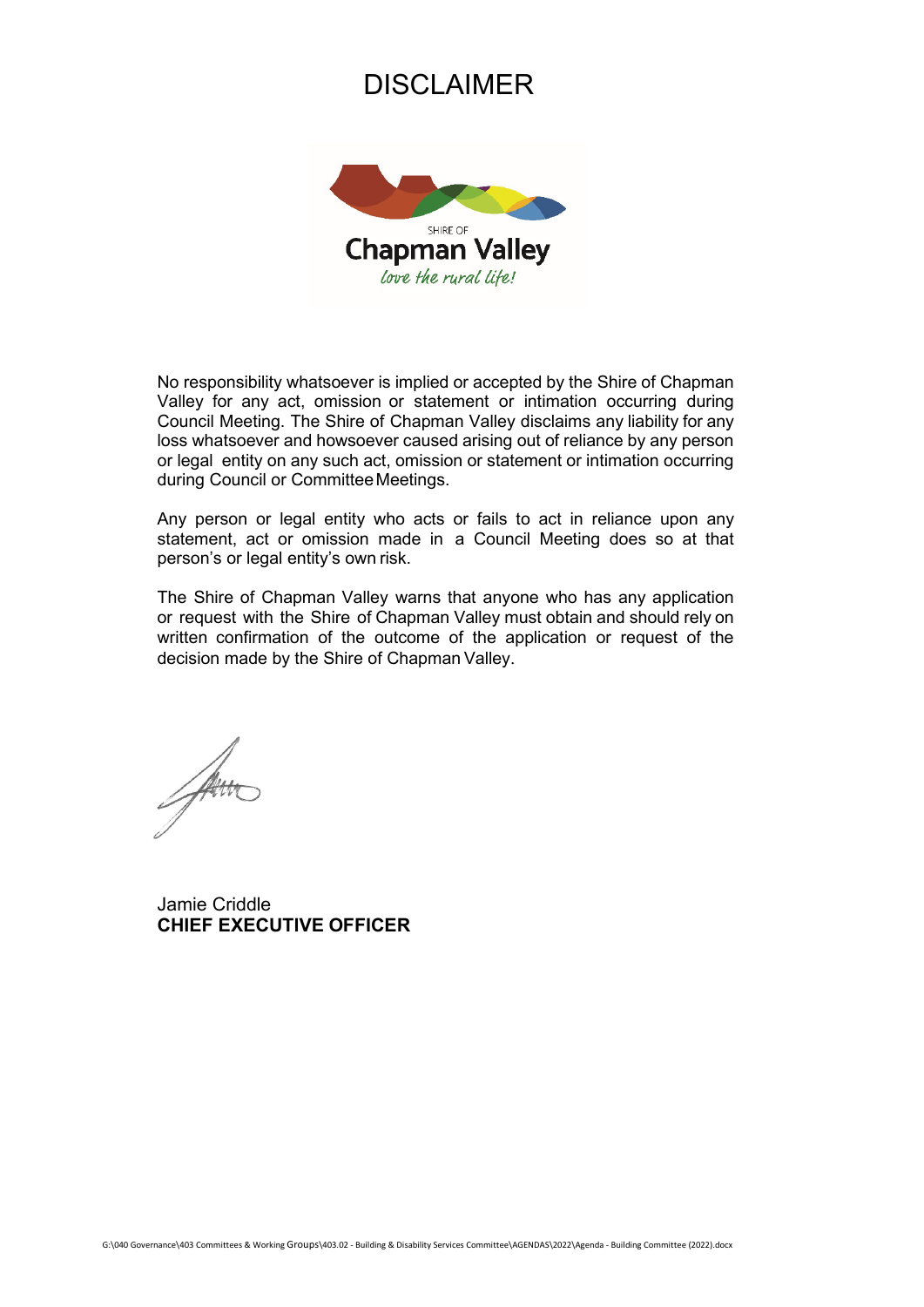# DISCLAIMER

No responsibility whatsoever is implied or accepted by the Shire of Chapman Valley for any act, omission or statement or intimation occurring during Council Meeting. The Shire of Chapman Valley disclaims any liability for any loss whatsoever and howsoever caused arising out of reliance by any person or legal entity on any such act, omission or statement or intimation occurring during Council or Committee Meetings.

Any person or legal entity who acts or fails to act in reliance upon any statement, act or omission made in a Council Meeting does so at that person's or legal entity's own risk.

The Shire of Chapman Valley warns that anyone who has any application or request with the Shire of Chapman Valley must obtain and should rely on written confirmation of the outcome of the application or request of the decision made by the Shire of Chapman Valley.

Jamie Criddle
**CHIEF EXECUTIVE OFFICER**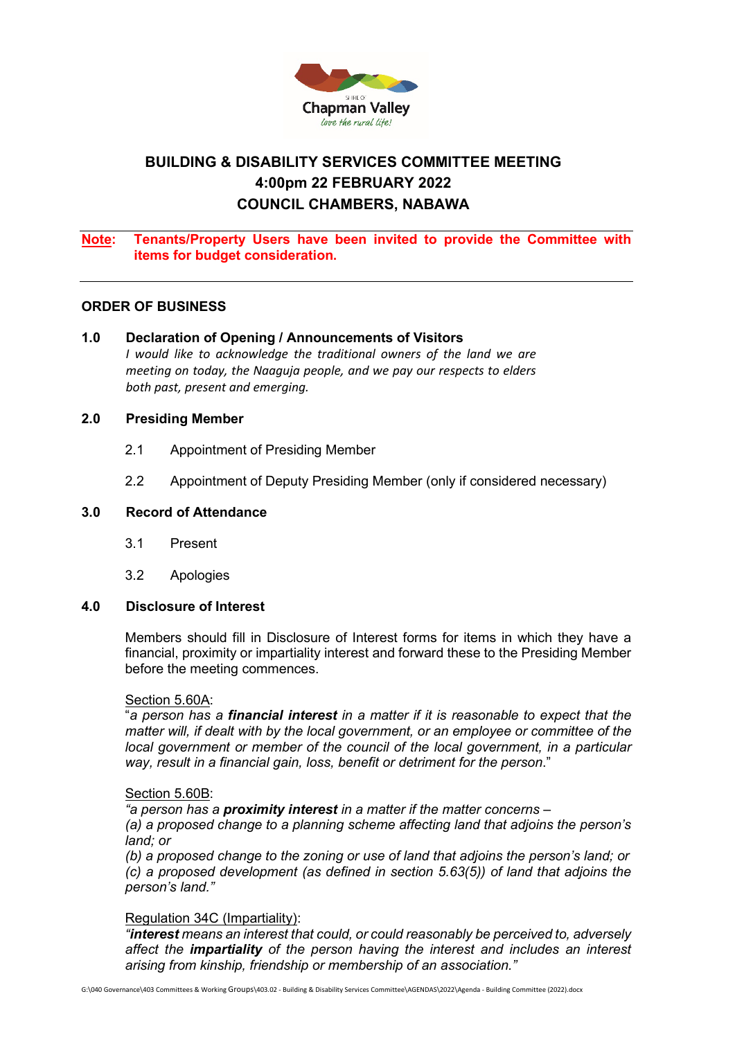# BUILDING & DISABILITY SERVICES COMMITTEE MEETING
## 4:00pm 22 FEBRUARY 2022
## COUNCIL CHAMBERS, NABAWA

**Note: Tenants/Property Users have been invited to provide the Committee with items for budget consideration.**

---

**ORDER OF BUSINESS**

**1.0 Declaration of Opening / Announcements of Visitors**

*I would like to acknowledge the traditional owners of the land we are meeting on today, the Naaguja people, and we pay our respects to elders both past, present and emerging.*

**2.0 Presiding Member**

2.1 Appointment of Presiding Member

2.2 Appointment of Deputy Presiding Member (only if considered necessary)

**3.0 Record of Attendance**

3.1 Present

3.2 Apologies

**4.0 Disclosure of Interest**

Members should fill in Disclosure of Interest forms for items in which they have a financial, proximity or impartiality interest and forward these to the Presiding Member before the meeting commences.

Section 5.60A:
"*a person has a **financial interest** in a matter if it is reasonable to expect that the matter will, if dealt with by the local government, or an employee or committee of the local government or member of the council of the local government, in a particular way, result in a financial gain, loss, benefit or detriment for the person.*"

Section 5.60B:
*"a person has a **proximity interest** in a matter if the matter concerns –*
*(a) a proposed change to a planning scheme affecting land that adjoins the person's land; or*
*(b) a proposed change to the zoning or use of land that adjoins the person's land; or*
*(c) a proposed development (as defined in section 5.63(5)) of land that adjoins the person's land."*

Regulation 34C (Impartiality):
*"**interest** means an interest that could, or could reasonably be perceived to, adversely affect the **impartiality** of the person having the interest and includes an interest arising from kinship, friendship or membership of an association."*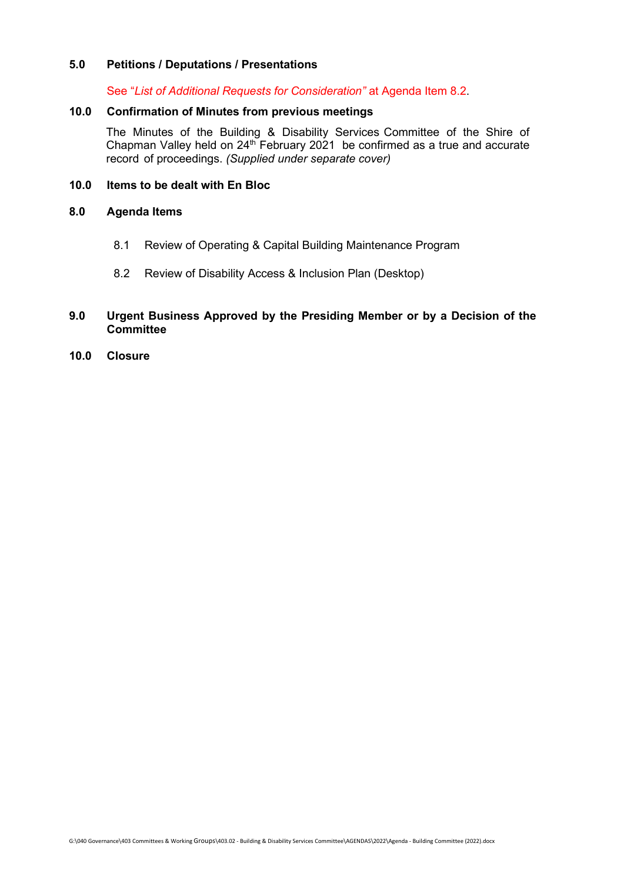### 5.0 Petitions / Deputations / Presentations

See "*List of Additional Requests for Consideration"* at Agenda Item 8.2.

### 10.0 Confirmation of Minutes from previous meetings

The Minutes of the Building & Disability Services Committee of the Shire of Chapman Valley held on 24th February 2021 be confirmed as a true and accurate record of proceedings. *(Supplied under separate cover)*

### 10.0 Items to be dealt with En Bloc

### 8.0 Agenda Items

8.1 Review of Operating & Capital Building Maintenance Program

8.2 Review of Disability Access & Inclusion Plan (Desktop)

### 9.0 Urgent Business Approved by the Presiding Member or by a Decision of the Committee

### 10.0 Closure

G:\040 Governance\403 Committees & Working Groups\403.02 - Building & Disability Services Committee\AGENDAS\2022\Agenda - Building Committee (2022).docx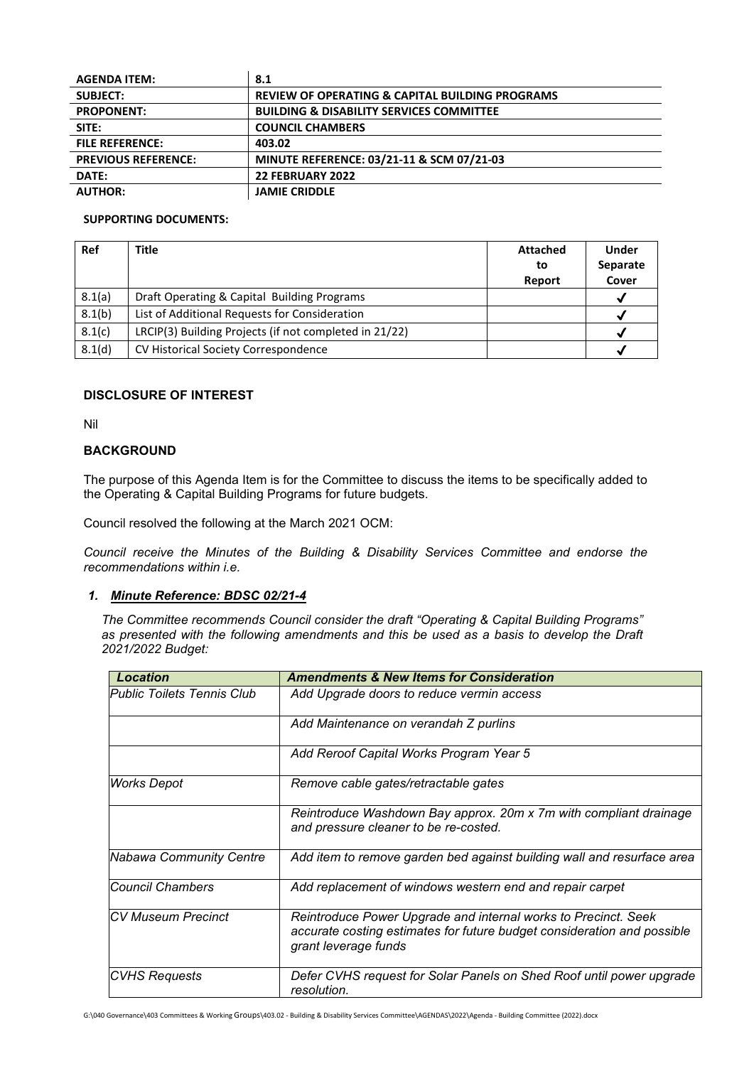| **AGENDA ITEM:** | **8.1** |
| --- | --- |
| **SUBJECT:** | **REVIEW OF OPERATING & CAPITAL BUILDING PROGRAMS** |
| **PROPONENT:** | **BUILDING & DISABILITY SERVICES COMMITTEE** |
| **SITE:** | **COUNCIL CHAMBERS** |
| **FILE REFERENCE:** | **403.02** |
| **PREVIOUS REFERENCE:** | **MINUTE REFERENCE: 03/21-11 & SCM 07/21-03** |
| **DATE:** | **22 FEBRUARY 2022** |
| **AUTHOR:** | **JAMIE CRIDDLE** |

**SUPPORTING DOCUMENTS:**

| **Ref** | **Title** | **Attached to Report** | **Under Separate Cover** |
| --- | --- | --- | --- |
| 8.1(a) | Draft Operating & Capital Building Programs | | ✓ |
| 8.1(b) | List of Additional Requests for Consideration | | ✓ |
| 8.1(c) | LRCIP(3) Building Projects (if not completed in 21/22) | | ✓ |
| 8.1(d) | CV Historical Society Correspondence | | ✓ |

### DISCLOSURE OF INTEREST

Nil

### BACKGROUND

The purpose of this Agenda Item is for the Committee to discuss the items to be specifically added to the Operating & Capital Building Programs for future budgets.

Council resolved the following at the March 2021 OCM:

*Council receive the Minutes of the Building & Disability Services Committee and endorse the recommendations within i.e.*

***1. Minute Reference: BDSC 02/21-4***

*The Committee recommends Council consider the draft "Operating & Capital Building Programs" as presented with the following amendments and this be used as a basis to develop the Draft 2021/2022 Budget:*

| ***Location*** | ***Amendments & New Items for Consideration*** |
| --- | --- |
| *Public Toilets Tennis Club* | *Add Upgrade doors to reduce vermin access* |
| | *Add Maintenance on verandah Z purlins* |
| | *Add Reroof Capital Works Program Year 5* |
| *Works Depot* | *Remove cable gates/retractable gates* |
| | *Reintroduce Washdown Bay approx. 20m x 7m with compliant drainage and pressure cleaner to be re-costed.* |
| *Nabawa Community Centre* | *Add item to remove garden bed against building wall and resurface area* |
| *Council Chambers* | *Add replacement of windows western end and repair carpet* |
| *CV Museum Precinct* | *Reintroduce Power Upgrade and internal works to Precinct. Seek accurate costing estimates for future budget consideration and possible grant leverage funds* |
| *CVHS Requests* | *Defer CVHS request for Solar Panels on Shed Roof until power upgrade resolution.* |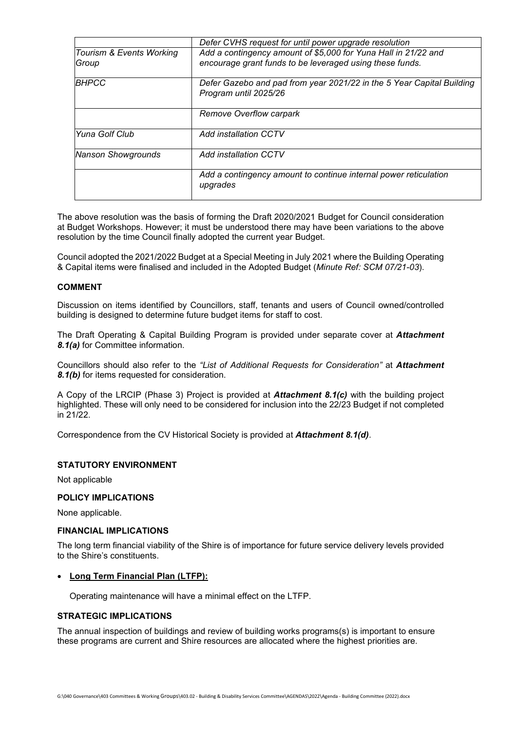| | |
|---|---|
| | *Defer CVHS request for until power upgrade resolution* |
| *Tourism & Events Working Group* | *Add a contingency amount of $5,000 for Yuna Hall in 21/22 and encourage grant funds to be leveraged using these funds.* |
| *BHPCC* | *Defer Gazebo and pad from year 2021/22 in the 5 Year Capital Building Program until 2025/26* |
| | *Remove Overflow carpark* |
| *Yuna Golf Club* | *Add installation CCTV* |
| *Nanson Showgrounds* | *Add installation CCTV* |
| | *Add a contingency amount to continue internal power reticulation upgrades* |

The above resolution was the basis of forming the Draft 2020/2021 Budget for Council consideration at Budget Workshops. However; it must be understood there may have been variations to the above resolution by the time Council finally adopted the current year Budget.

Council adopted the 2021/2022 Budget at a Special Meeting in July 2021 where the Building Operating & Capital items were finalised and included in the Adopted Budget (*Minute Ref: SCM 07/21-03*).

**COMMENT**

Discussion on items identified by Councillors, staff, tenants and users of Council owned/controlled building is designed to determine future budget items for staff to cost.

The Draft Operating & Capital Building Program is provided under separate cover at ***Attachment 8.1(a)*** for Committee information.

Councillors should also refer to the *"List of Additional Requests for Consideration"* at ***Attachment 8.1(b)*** for items requested for consideration.

A Copy of the LRCIP (Phase 3) Project is provided at ***Attachment 8.1(c)*** with the building project highlighted. These will only need to be considered for inclusion into the 22/23 Budget if not completed in 21/22.

Correspondence from the CV Historical Society is provided at ***Attachment 8.1(d)***.

**STATUTORY ENVIRONMENT**

Not applicable

**POLICY IMPLICATIONS**

None applicable.

**FINANCIAL IMPLICATIONS**

The long term financial viability of the Shire is of importance for future service delivery levels provided to the Shire's constituents.

- **Long Term Financial Plan (LTFP):**

  Operating maintenance will have a minimal effect on the LTFP.

**STRATEGIC IMPLICATIONS**

The annual inspection of buildings and review of building works programs(s) is important to ensure these programs are current and Shire resources are allocated where the highest priorities are.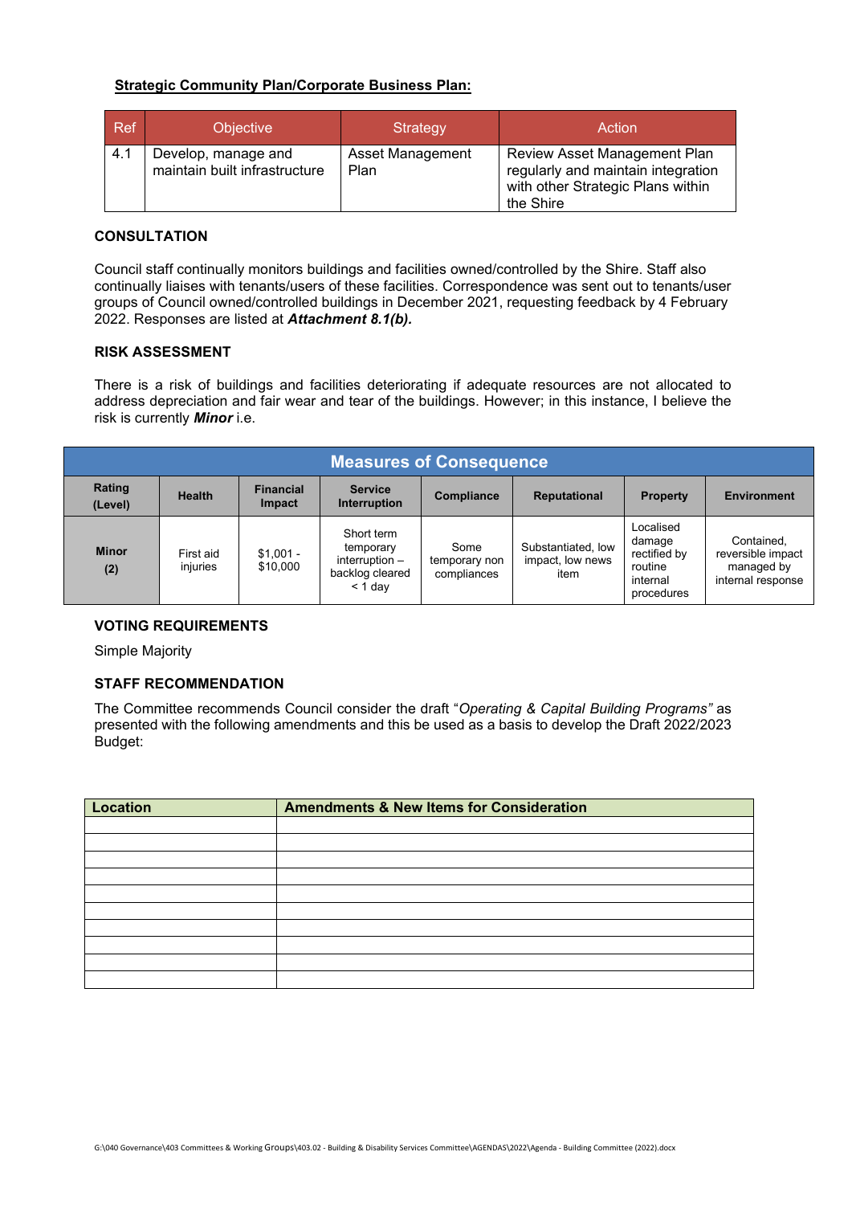**Strategic Community Plan/Corporate Business Plan:**

| Ref | Objective | Strategy | Action |
|---|---|---|---|
| 4.1 | Develop, manage and maintain built infrastructure | Asset Management Plan | Review Asset Management Plan regularly and maintain integration with other Strategic Plans within the Shire |

### CONSULTATION

Council staff continually monitors buildings and facilities owned/controlled by the Shire. Staff also continually liaises with tenants/users of these facilities. Correspondence was sent out to tenants/user groups of Council owned/controlled buildings in December 2021, requesting feedback by 4 February 2022. Responses are listed at ***Attachment 8.1(b).***

### RISK ASSESSMENT

There is a risk of buildings and facilities deteriorating if adequate resources are not allocated to address depreciation and fair wear and tear of the buildings. However; in this instance, I believe the risk is currently ***Minor*** i.e.

| Measures of Consequence | | | | | | | |
|---|---|---|---|---|---|---|---|
| **Rating (Level)** | **Health** | **Financial Impact** | **Service Interruption** | **Compliance** | **Reputational** | **Property** | **Environment** |
| **Minor (2)** | First aid injuries | \$1,001 - \$10,000 | Short term temporary interruption – backlog cleared < 1 day | Some temporary non compliances | Substantiated, low impact, low news item | Localised damage rectified by routine internal procedures | Contained, reversible impact managed by internal response |

### VOTING REQUIREMENTS

Simple Majority

### STAFF RECOMMENDATION

The Committee recommends Council consider the draft "*Operating & Capital Building Programs"* as presented with the following amendments and this be used as a basis to develop the Draft 2022/2023 Budget:

| Location | Amendments & New Items for Consideration |
|---|---|
| | |
| | |
| | |
| | |
| | |
| | |
| | |
| | |
| | |
| | |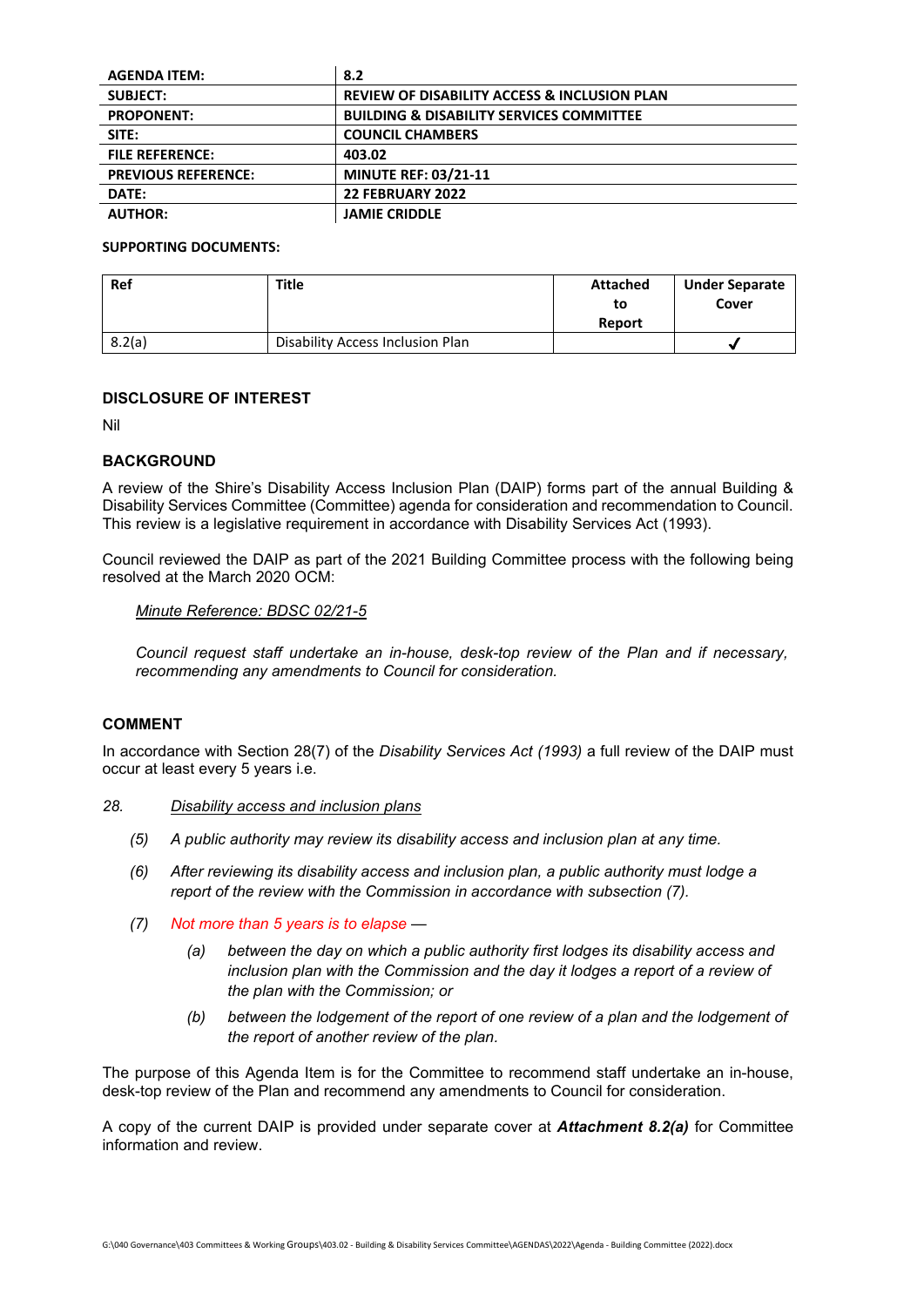| AGENDA ITEM: | 8.2 |
|---|---|
| SUBJECT: | REVIEW OF DISABILITY ACCESS & INCLUSION PLAN |
| PROPONENT: | BUILDING & DISABILITY SERVICES COMMITTEE |
| SITE: | COUNCIL CHAMBERS |
| FILE REFERENCE: | 403.02 |
| PREVIOUS REFERENCE: | MINUTE REF: 03/21-11 |
| DATE: | 22 FEBRUARY 2022 |
| AUTHOR: | JAMIE CRIDDLE |

**SUPPORTING DOCUMENTS:**

| Ref | Title | Attached to Report | Under Separate Cover |
|---|---|---|---|
| 8.2(a) | Disability Access Inclusion Plan | | ✓ |

## DISCLOSURE OF INTEREST

Nil

## BACKGROUND

A review of the Shire's Disability Access Inclusion Plan (DAIP) forms part of the annual Building & Disability Services Committee (Committee) agenda for consideration and recommendation to Council. This review is a legislative requirement in accordance with Disability Services Act (1993).

Council reviewed the DAIP as part of the 2021 Building Committee process with the following being resolved at the March 2020 OCM:

*Minute Reference: BDSC 02/21-5*

*Council request staff undertake an in-house, desk-top review of the Plan and if necessary, recommending any amendments to Council for consideration.*

## COMMENT

In accordance with Section 28(7) of the *Disability Services Act (1993)* a full review of the DAIP must occur at least every 5 years i.e.

*28. Disability access and inclusion plans*

*(5) A public authority may review its disability access and inclusion plan at any time.*

*(6) After reviewing its disability access and inclusion plan, a public authority must lodge a report of the review with the Commission in accordance with subsection (7).*

*(7) Not more than 5 years is to elapse —*

*(a) between the day on which a public authority first lodges its disability access and inclusion plan with the Commission and the day it lodges a report of a review of the plan with the Commission; or*

*(b) between the lodgement of the report of one review of a plan and the lodgement of the report of another review of the plan.*

The purpose of this Agenda Item is for the Committee to recommend staff undertake an in-house, desk-top review of the Plan and recommend any amendments to Council for consideration.

A copy of the current DAIP is provided under separate cover at ***Attachment 8.2(a)*** for Committee information and review.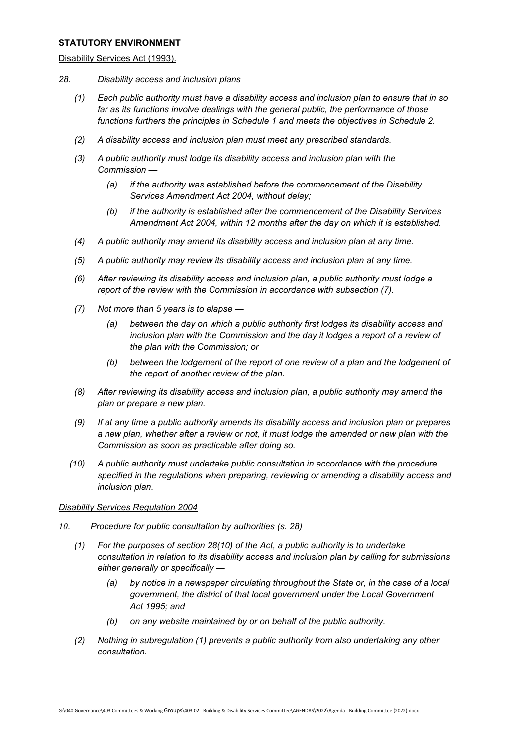**STATUTORY ENVIRONMENT**

Disability Services Act (1993).

*28. Disability access and inclusion plans*

*(1) Each public authority must have a disability access and inclusion plan to ensure that in so far as its functions involve dealings with the general public, the performance of those functions furthers the principles in Schedule 1 and meets the objectives in Schedule 2.*

*(2) A disability access and inclusion plan must meet any prescribed standards.*

*(3) A public authority must lodge its disability access and inclusion plan with the Commission —*

*(a) if the authority was established before the commencement of the Disability Services Amendment Act 2004, without delay;*

*(b) if the authority is established after the commencement of the Disability Services Amendment Act 2004, within 12 months after the day on which it is established.*

*(4) A public authority may amend its disability access and inclusion plan at any time.*

*(5) A public authority may review its disability access and inclusion plan at any time.*

*(6) After reviewing its disability access and inclusion plan, a public authority must lodge a report of the review with the Commission in accordance with subsection (7).*

*(7) Not more than 5 years is to elapse —*

*(a) between the day on which a public authority first lodges its disability access and inclusion plan with the Commission and the day it lodges a report of a review of the plan with the Commission; or*

*(b) between the lodgement of the report of one review of a plan and the lodgement of the report of another review of the plan.*

*(8) After reviewing its disability access and inclusion plan, a public authority may amend the plan or prepare a new plan.*

*(9) If at any time a public authority amends its disability access and inclusion plan or prepares a new plan, whether after a review or not, it must lodge the amended or new plan with the Commission as soon as practicable after doing so.*

*(10) A public authority must undertake public consultation in accordance with the procedure specified in the regulations when preparing, reviewing or amending a disability access and inclusion plan.*

*Disability Services Regulation 2004*

*10. Procedure for public consultation by authorities (s. 28)*

*(1) For the purposes of section 28(10) of the Act, a public authority is to undertake consultation in relation to its disability access and inclusion plan by calling for submissions either generally or specifically —*

*(a) by notice in a newspaper circulating throughout the State or, in the case of a local government, the district of that local government under the Local Government Act 1995; and*

*(b) on any website maintained by or on behalf of the public authority.*

*(2) Nothing in subregulation (1) prevents a public authority from also undertaking any other consultation.*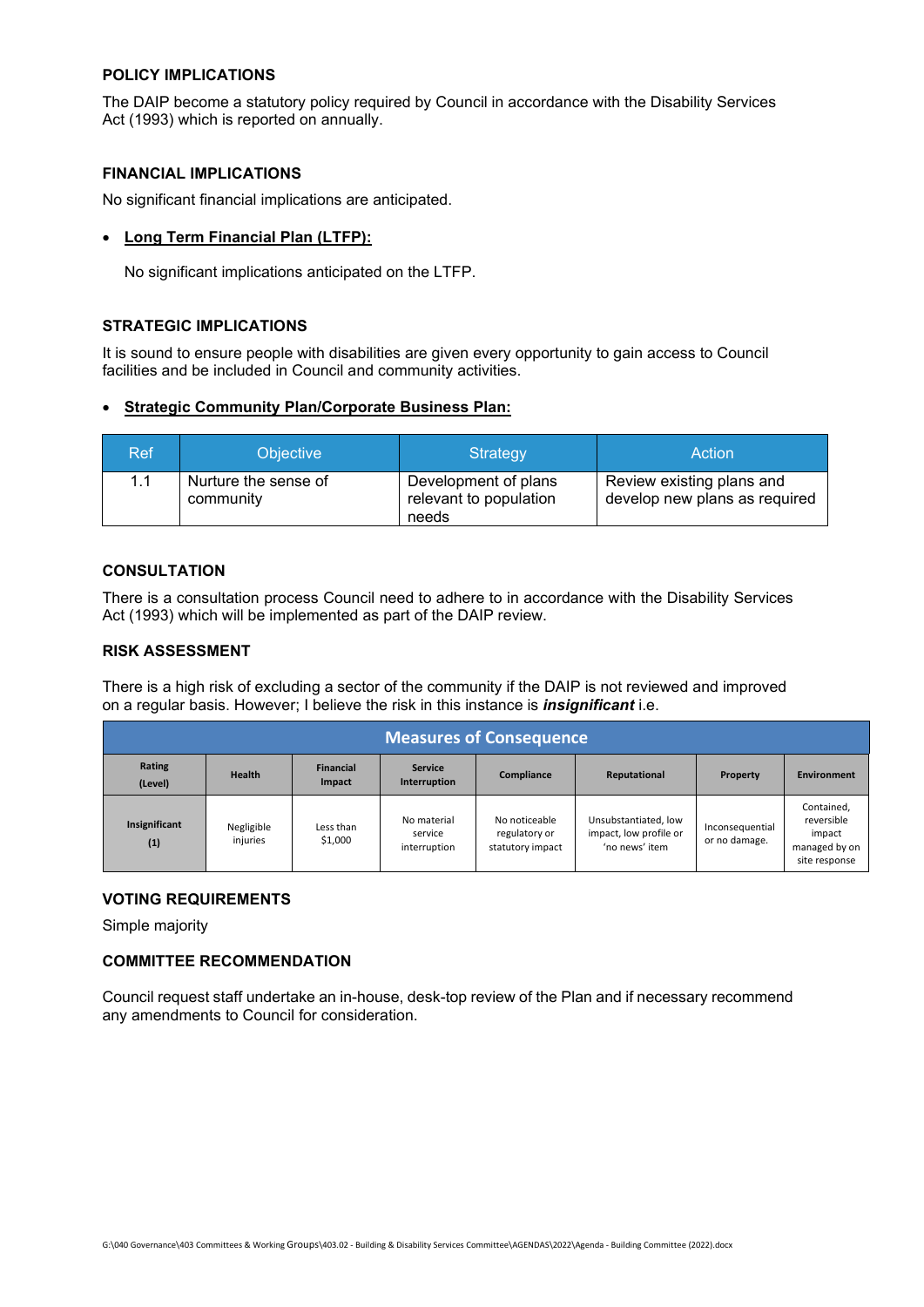### POLICY IMPLICATIONS

The DAIP become a statutory policy required by Council in accordance with the Disability Services Act (1993) which is reported on annually.

### FINANCIAL IMPLICATIONS

No significant financial implications are anticipated.

- **Long Term Financial Plan (LTFP):**

  No significant implications anticipated on the LTFP.

### STRATEGIC IMPLICATIONS

It is sound to ensure people with disabilities are given every opportunity to gain access to Council facilities and be included in Council and community activities.

- **Strategic Community Plan/Corporate Business Plan:**

| Ref | Objective | Strategy | Action |
| --- | --- | --- | --- |
| 1.1 | Nurture the sense of community | Development of plans relevant to population needs | Review existing plans and develop new plans as required |

### CONSULTATION

There is a consultation process Council need to adhere to in accordance with the Disability Services Act (1993) which will be implemented as part of the DAIP review.

### RISK ASSESSMENT

There is a high risk of excluding a sector of the community if the DAIP is not reviewed and improved on a regular basis. However; I believe the risk in this instance is ***insignificant*** i.e.

| Measures of Consequence | | | | | | | |
| --- | --- | --- | --- | --- | --- | --- | --- |
| **Rating (Level)** | **Health** | **Financial Impact** | **Service Interruption** | **Compliance** | **Reputational** | **Property** | **Environment** |
| **Insignificant (1)** | Negligible injuries | Less than $1,000 | No material service interruption | No noticeable regulatory or statutory impact | Unsubstantiated, low impact, low profile or 'no news' item | Inconsequential or no damage. | Contained, reversible impact managed by on site response |

### VOTING REQUIREMENTS

Simple majority

### COMMITTEE RECOMMENDATION

Council request staff undertake an in-house, desk-top review of the Plan and if necessary recommend any amendments to Council for consideration.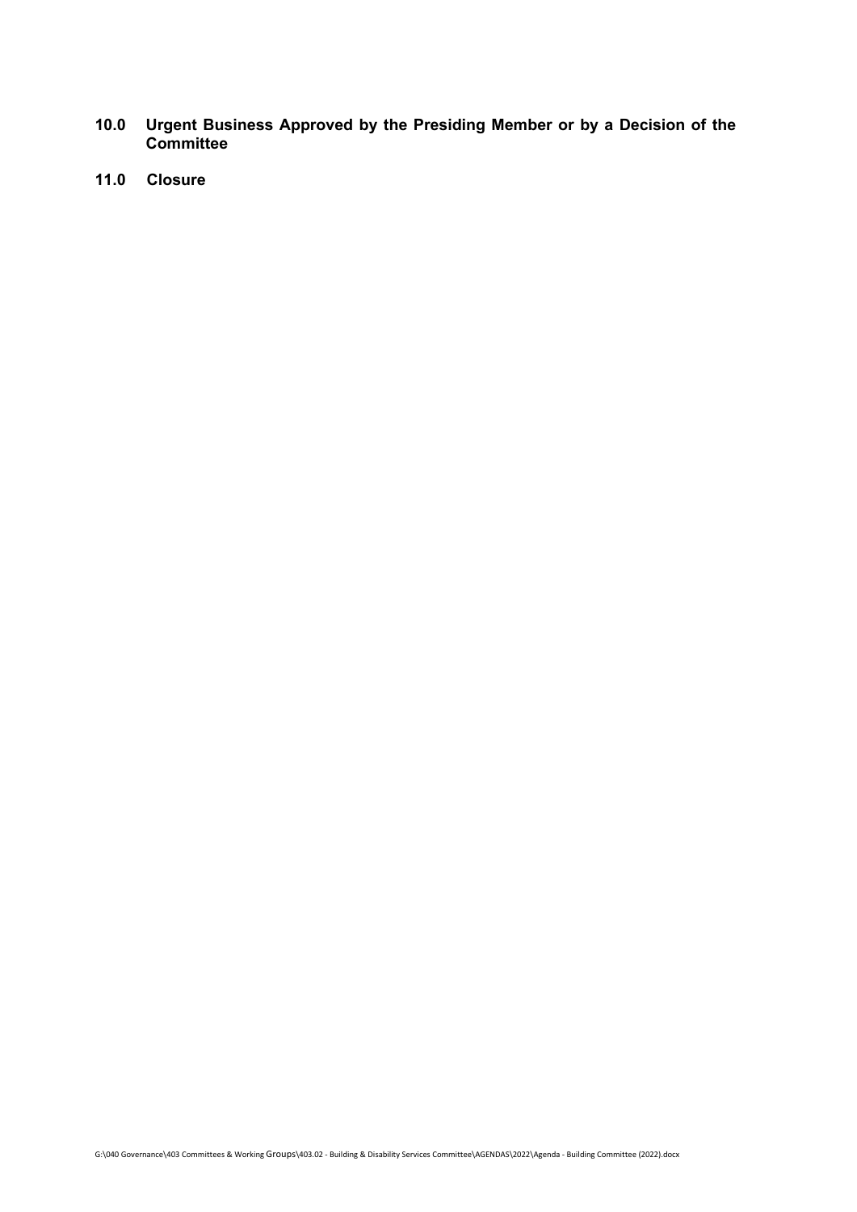## 10.0 Urgent Business Approved by the Presiding Member or by a Decision of the Committee

## 11.0 Closure

G:\040 Governance\403 Committees & Working Groups\403.02 - Building & Disability Services Committee\AGENDAS\2022\Agenda - Building Committee (2022).docx